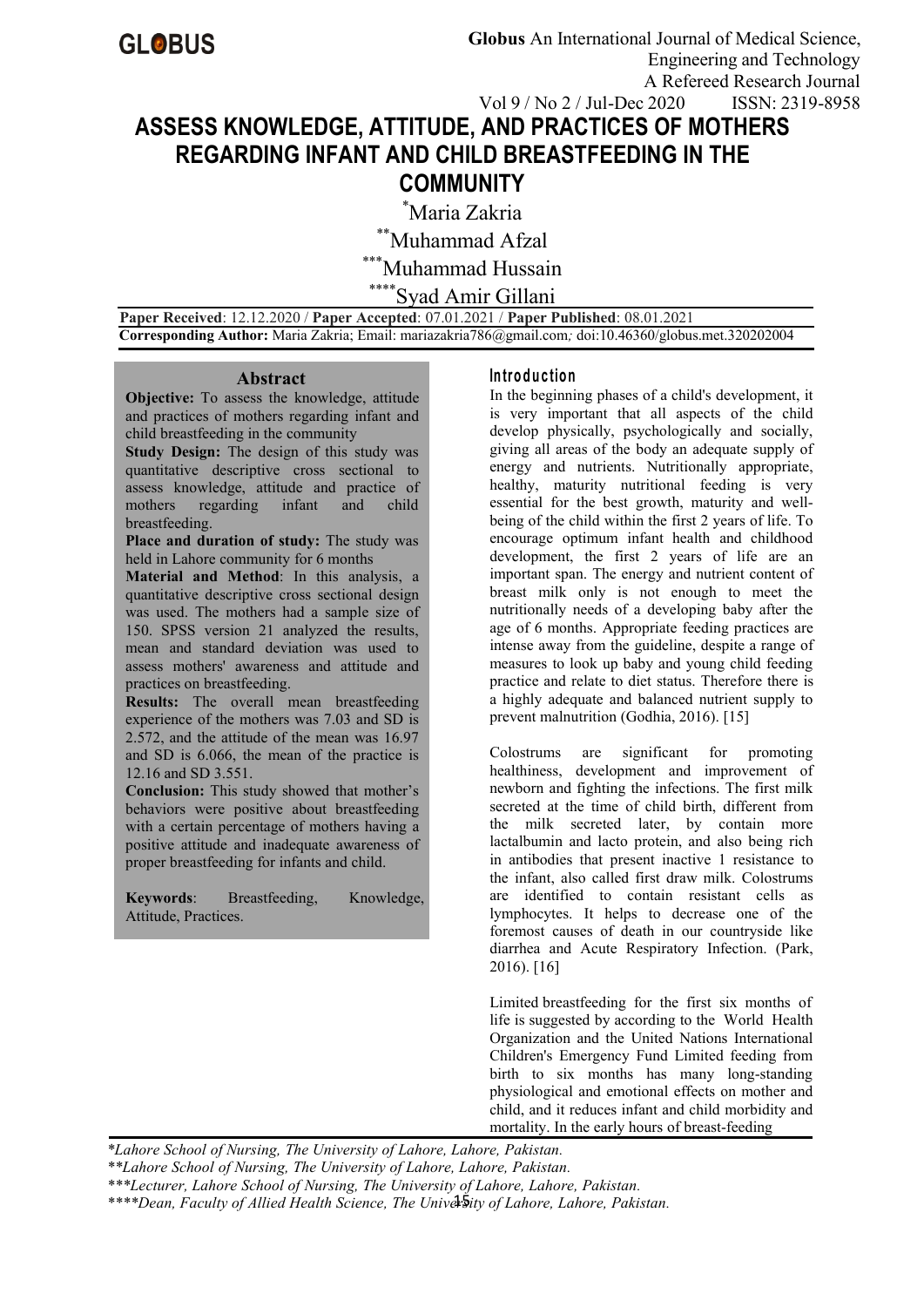# ASSESS KNOWLEDGE, ATTITUDE, AND PRACTICES OF MOTHERS REGARDING INFANT AND CHILD BREASTFEEDING IN THE COMMUNITY

[*]Maria Zakria

[**]Muhammad Afzal

[***]Muhammad Hussain

[****]Syad Amir Gillani

**Paper Received**: 12.12.2020 / **Paper Accepted**: 07.01.2021 / **Paper Published**: 08.01.2021

**Corresponding Author:** Maria Zakria; Email: mariazakria786@gmail.com*;* doi:10.46360/globus.met.320202004

## Abstract

**Objective:** To assess the knowledge, attitude and practices of mothers regarding infant and child breastfeeding in the community

**Study Design:** The design of this study was quantitative descriptive cross sectional to assess knowledge, attitude and practice of mothers regarding infant and child breastfeeding.

**Place and duration of study:** The study was held in Lahore community for 6 months

**Material and Method**: In this analysis, a quantitative descriptive cross sectional design was used. The mothers had a sample size of 150. SPSS version 21 analyzed the results, mean and standard deviation was used to assess mothers' awareness and attitude and practices on breastfeeding.

**Results:** The overall mean breastfeeding experience of the mothers was 7.03 and SD is 2.572, and the attitude of the mean was 16.97 and SD is 6.066, the mean of the practice is 12.16 and SD 3.551.

**Conclusion:** This study showed that mother's behaviors were positive about breastfeeding with a certain percentage of mothers having a positive attitude and inadequate awareness of proper breastfeeding for infants and child.

**Keywords**: Breastfeeding, Knowledge, Attitude, Practices.

## Introduction

In the beginning phases of a child's development, it is very important that all aspects of the child develop physically, psychologically and socially, giving all areas of the body an adequate supply of energy and nutrients. Nutritionally appropriate, healthy, maturity nutritional feeding is very essential for the best growth, maturity and well-being of the child within the first 2 years of life. To encourage optimum infant health and childhood development, the first 2 years of life are an important span. The energy and nutrient content of breast milk only is not enough to meet the nutritionally needs of a developing baby after the age of 6 months. Appropriate feeding practices are intense away from the guideline, despite a range of measures to look up baby and young child feeding practice and relate to diet status. Therefore there is a highly adequate and balanced nutrient supply to prevent malnutrition (Godhia, 2016). [15]

Colostrums are significant for promoting healthiness, development and improvement of newborn and fighting the infections. The first milk secreted at the time of child birth, different from the milk secreted later, by contain more lactalbumin and lacto protein, and also being rich in antibodies that present inactive 1 resistance to the infant, also called first draw milk. Colostrums are identified to contain resistant cells as lymphocytes. It helps to decrease one of the foremost causes of death in our countryside like diarrhea and Acute Respiratory Infection. (Park, 2016). [16]

Limited breastfeeding for the first six months of life is suggested by according to the World Health Organization and the United Nations International Children's Emergency Fund Limited feeding from birth to six months has many long-standing physiological and emotional effects on mother and child, and it reduces infant and child morbidity and mortality. In the early hours of breast-feeding

*Lahore School of Nursing, The University of Lahore, Lahore, Pakistan.*

*\*\*Lahore School of Nursing, The University of Lahore, Lahore, Pakistan.*

*\*\*\*Lecturer, Lahore School of Nursing, The University of Lahore, Lahore, Pakistan.*

*\*\*\*\*Dean, Faculty of Allied Health Science, The University of Lahore, Lahore, Pakistan.*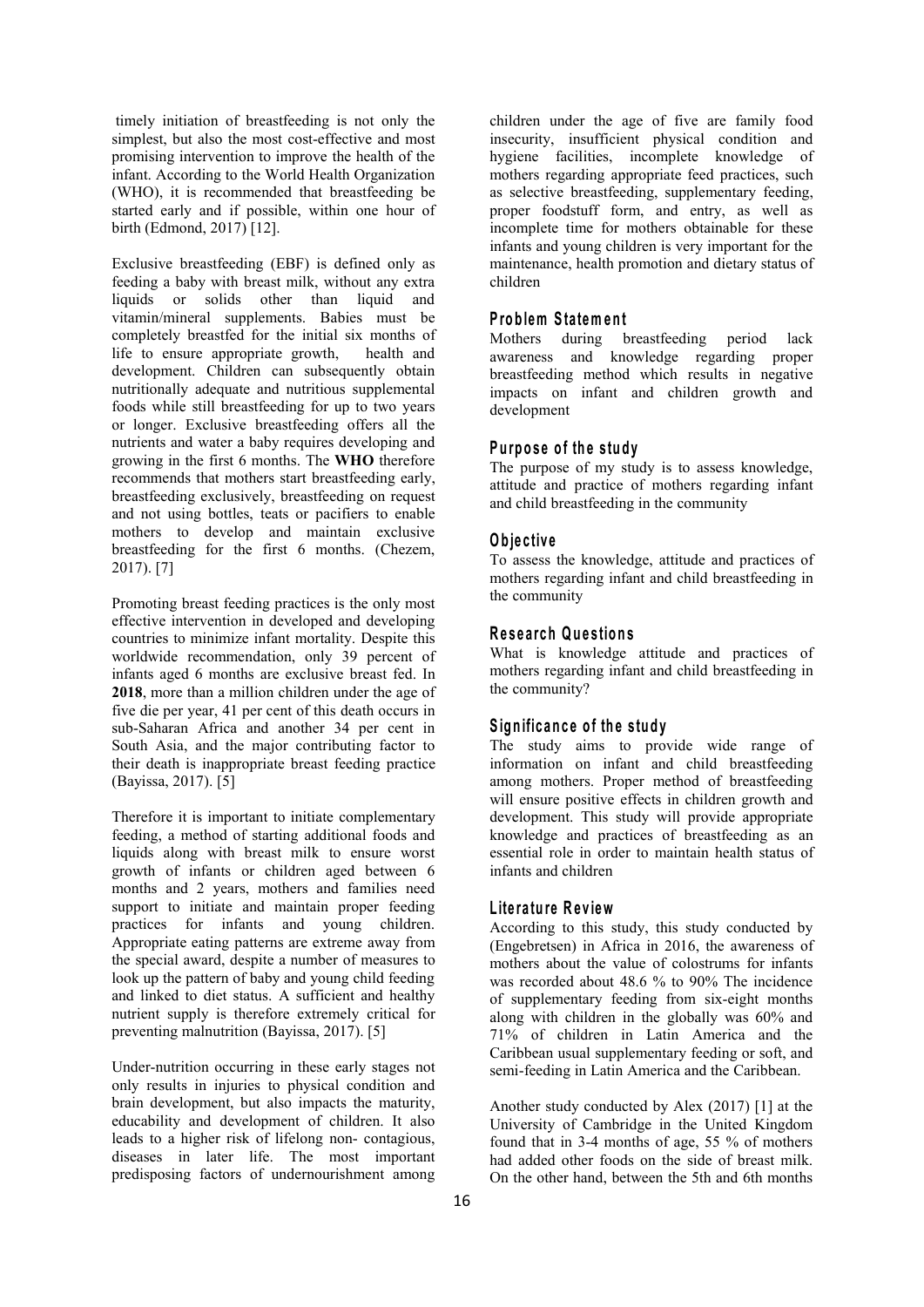timely initiation of breastfeeding is not only the simplest, but also the most cost-effective and most promising intervention to improve the health of the infant. According to the World Health Organization (WHO), it is recommended that breastfeeding be started early and if possible, within one hour of birth (Edmond, 2017) [12].

Exclusive breastfeeding (EBF) is defined only as feeding a baby with breast milk, without any extra liquids or solids other than liquid and vitamin/mineral supplements. Babies must be completely breastfed for the initial six months of life to ensure appropriate growth, health and development. Children can subsequently obtain nutritionally adequate and nutritious supplemental foods while still breastfeeding for up to two years or longer. Exclusive breastfeeding offers all the nutrients and water a baby requires developing and growing in the first 6 months. The **WHO** therefore recommends that mothers start breastfeeding early, breastfeeding exclusively, breastfeeding on request and not using bottles, teats or pacifiers to enable mothers to develop and maintain exclusive breastfeeding for the first 6 months. (Chezem, 2017). [7]

Promoting breast feeding practices is the only most effective intervention in developed and developing countries to minimize infant mortality. Despite this worldwide recommendation, only 39 percent of infants aged 6 months are exclusive breast fed. In **2018**, more than a million children under the age of five die per year, 41 per cent of this death occurs in sub-Saharan Africa and another 34 per cent in South Asia, and the major contributing factor to their death is inappropriate breast feeding practice (Bayissa, 2017). [5]

Therefore it is important to initiate complementary feeding, a method of starting additional foods and liquids along with breast milk to ensure worst growth of infants or children aged between 6 months and 2 years, mothers and families need support to initiate and maintain proper feeding practices for infants and young children. Appropriate eating patterns are extreme away from the special award, despite a number of measures to look up the pattern of baby and young child feeding and linked to diet status. A sufficient and healthy nutrient supply is therefore extremely critical for preventing malnutrition (Bayissa, 2017). [5]

Under-nutrition occurring in these early stages not only results in injuries to physical condition and brain development, but also impacts the maturity, educability and development of children. It also leads to a higher risk of lifelong non- contagious, diseases in later life. The most important predisposing factors of undernourishment among children under the age of five are family food insecurity, insufficient physical condition and hygiene facilities, incomplete knowledge of mothers regarding appropriate feed practices, such as selective breastfeeding, supplementary feeding, proper foodstuff form, and entry, as well as incomplete time for mothers obtainable for these infants and young children is very important for the maintenance, health promotion and dietary status of children

## Problem Statement

Mothers during breastfeeding period lack awareness and knowledge regarding proper breastfeeding method which results in negative impacts on infant and children growth and development

## Purpose of the study

The purpose of my study is to assess knowledge, attitude and practice of mothers regarding infant and child breastfeeding in the community

## Objective

To assess the knowledge, attitude and practices of mothers regarding infant and child breastfeeding in the community

## Research Questions

What is knowledge attitude and practices of mothers regarding infant and child breastfeeding in the community?

## Significance of the study

The study aims to provide wide range of information on infant and child breastfeeding among mothers. Proper method of breastfeeding will ensure positive effects in children growth and development. This study will provide appropriate knowledge and practices of breastfeeding as an essential role in order to maintain health status of infants and children

## Literature Review

According to this study, this study conducted by (Engebretsen) in Africa in 2016, the awareness of mothers about the value of colostrums for infants was recorded about 48.6 % to 90% The incidence of supplementary feeding from six-eight months along with children in the globally was 60% and 71% of children in Latin America and the Caribbean usual supplementary feeding or soft, and semi-feeding in Latin America and the Caribbean.

Another study conducted by Alex (2017) [1] at the University of Cambridge in the United Kingdom found that in 3-4 months of age, 55 % of mothers had added other foods on the side of breast milk. On the other hand, between the 5th and 6th months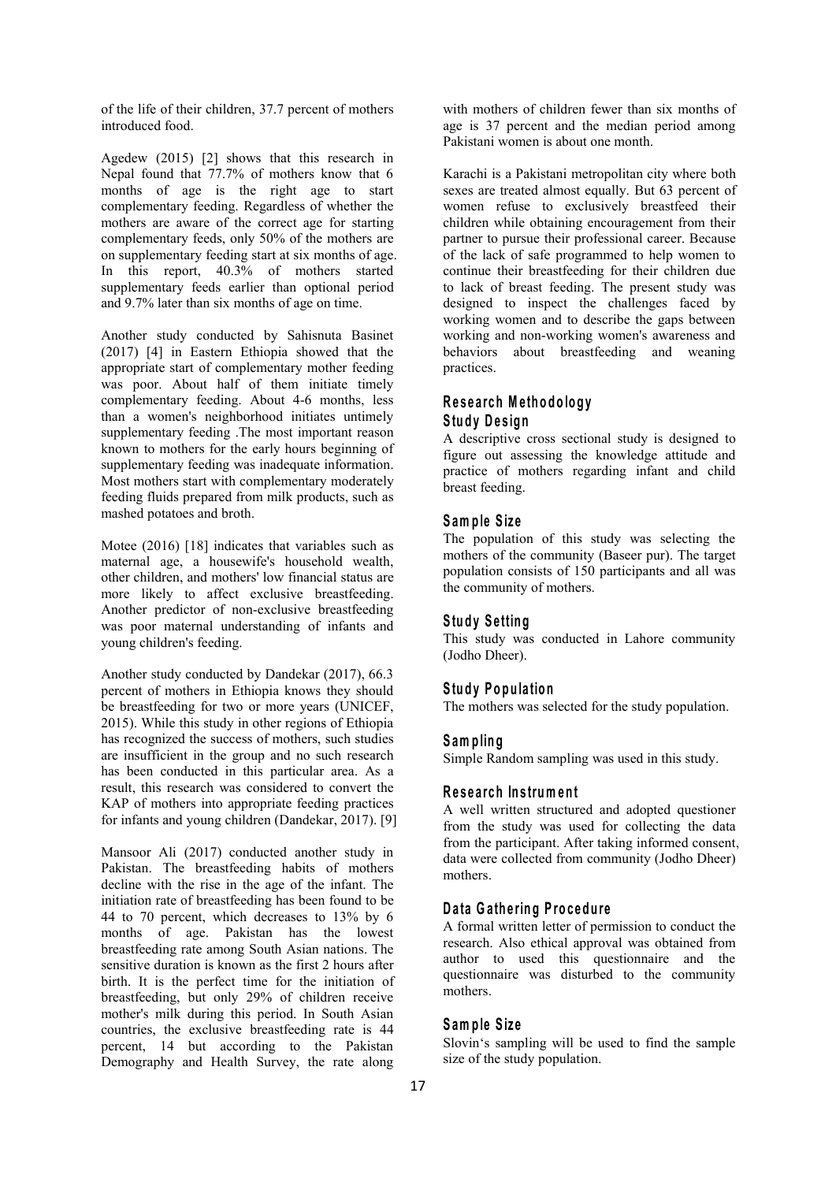of the life of their children, 37.7 percent of mothers introduced food.

Agedew (2015) [2] shows that this research in Nepal found that 77.7% of mothers know that 6 months of age is the right age to start complementary feeding. Regardless of whether the mothers are aware of the correct age for starting complementary feeds, only 50% of the mothers are on supplementary feeding start at six months of age. In this report, 40.3% of mothers started supplementary feeds earlier than optional period and 9.7% later than six months of age on time.

Another study conducted by Sahisnuta Basinet (2017) [4] in Eastern Ethiopia showed that the appropriate start of complementary mother feeding was poor. About half of them initiate timely complementary feeding. About 4-6 months, less than a women's neighborhood initiates untimely supplementary feeding .The most important reason known to mothers for the early hours beginning of supplementary feeding was inadequate information. Most mothers start with complementary moderately feeding fluids prepared from milk products, such as mashed potatoes and broth.

Motee (2016) [18] indicates that variables such as maternal age, a housewife's household wealth, other children, and mothers' low financial status are more likely to affect exclusive breastfeeding. Another predictor of non-exclusive breastfeeding was poor maternal understanding of infants and young children's feeding.

Another study conducted by Dandekar (2017), 66.3 percent of mothers in Ethiopia knows they should be breastfeeding for two or more years (UNICEF, 2015). While this study in other regions of Ethiopia has recognized the success of mothers, such studies are insufficient in the group and no such research has been conducted in this particular area. As a result, this research was considered to convert the KAP of mothers into appropriate feeding practices for infants and young children (Dandekar, 2017). [9]

Mansoor Ali (2017) conducted another study in Pakistan. The breastfeeding habits of mothers decline with the rise in the age of the infant. The initiation rate of breastfeeding has been found to be 44 to 70 percent, which decreases to 13% by 6 months of age. Pakistan has the lowest breastfeeding rate among South Asian nations. The sensitive duration is known as the first 2 hours after birth. It is the perfect time for the initiation of breastfeeding, but only 29% of children receive mother's milk during this period. In South Asian countries, the exclusive breastfeeding rate is 44 percent, 14 but according to the Pakistan Demography and Health Survey, the rate along with mothers of children fewer than six months of age is 37 percent and the median period among Pakistani women is about one month.

Karachi is a Pakistani metropolitan city where both sexes are treated almost equally. But 63 percent of women refuse to exclusively breastfeed their children while obtaining encouragement from their partner to pursue their professional career. Because of the lack of safe programmed to help women to continue their breastfeeding for their children due to lack of breast feeding. The present study was designed to inspect the challenges faced by working women and to describe the gaps between working and non-working women's awareness and behaviors about breastfeeding and weaning practices.

## Research Methodology

### Study Design

A descriptive cross sectional study is designed to figure out assessing the knowledge attitude and practice of mothers regarding infant and child breast feeding.

### Sample Size

The population of this study was selecting the mothers of the community (Baseer pur). The target population consists of 150 participants and all was the community of mothers.

### Study Setting

This study was conducted in Lahore community (Jodho Dheer).

### Study Population

The mothers was selected for the study population.

### Sampling

Simple Random sampling was used in this study.

### Research Instrument

A well written structured and adopted questioner from the study was used for collecting the data from the participant. After taking informed consent, data were collected from community (Jodho Dheer) mothers.

### Data Gathering Procedure

A formal written letter of permission to conduct the research. Also ethical approval was obtained from author to used this questionnaire and the questionnaire was disturbed to the community mothers.

### Sample Size

Slovin's sampling will be used to find the sample size of the study population.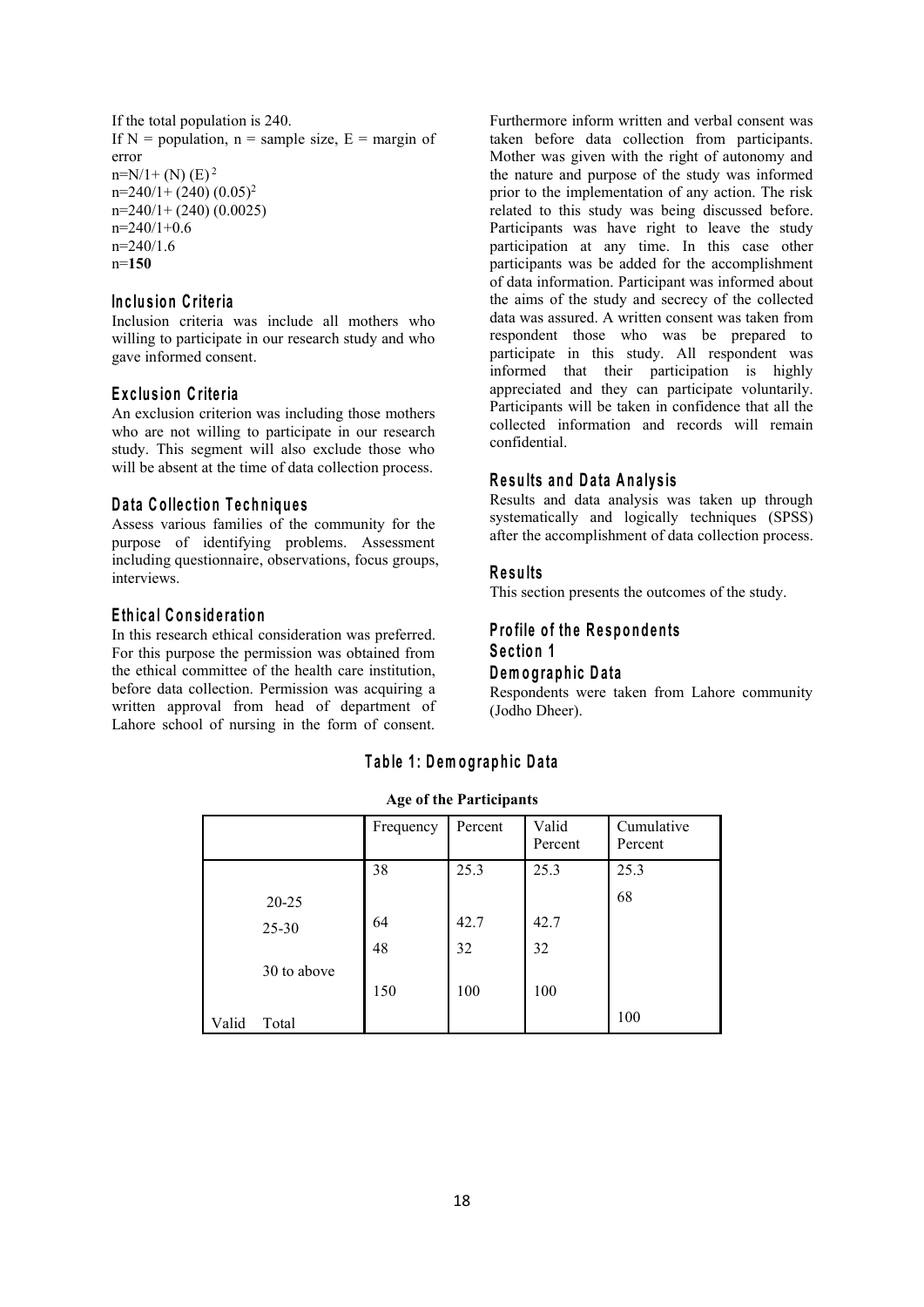If the total population is 240.

If N = population, n = sample size, E = margin of error

$n=N/1+ (N) (E)^2$

$n=240/1+ (240) (0.05)^2$

$n=240/1+ (240) (0.0025)$

$n=240/1+0.6$

$n=240/1.6$

n=**150**

### Inclusion Criteria

Inclusion criteria was include all mothers who willing to participate in our research study and who gave informed consent.

### Exclusion Criteria

An exclusion criterion was including those mothers who are not willing to participate in our research study. This segment will also exclude those who will be absent at the time of data collection process.

### Data Collection Techniques

Assess various families of the community for the purpose of identifying problems. Assessment including questionnaire, observations, focus groups, interviews.

### Ethical Consideration

In this research ethical consideration was preferred. For this purpose the permission was obtained from the ethical committee of the health care institution, before data collection. Permission was acquiring a written approval from head of department of Lahore school of nursing in the form of consent. Furthermore inform written and verbal consent was taken before data collection from participants. Mother was given with the right of autonomy and the nature and purpose of the study was informed prior to the implementation of any action. The risk related to this study was being discussed before. Participants was have right to leave the study participation at any time. In this case other participants was be added for the accomplishment of data information. Participant was informed about the aims of the study and secrecy of the collected data was assured. A written consent was taken from respondent those who was be prepared to participate in this study. All respondent was informed that their participation is highly appreciated and they can participate voluntarily. Participants will be taken in confidence that all the collected information and records will remain confidential.

### Results and Data Analysis

Results and data analysis was taken up through systematically and logically techniques (SPSS) after the accomplishment of data collection process.

### Results

This section presents the outcomes of the study.

### Profile of the Respondents

### Section 1

### Demographic Data

Respondents were taken from Lahore community (Jodho Dheer).

### Table 1: Demographic Data

**Age of the Participants**

| | | Frequency | Percent | Valid Percent | Cumulative Percent |
|---|---|---|---|---|---|
| | 20-25 | 38 | 25.3 | 25.3 | 25.3 |
| | 25-30 | 64 | 42.7 | 42.7 | 68 |
| | 30 to above | 48 | 32 | 32 | |
| Valid | Total | 150 | 100 | 100 | 100 |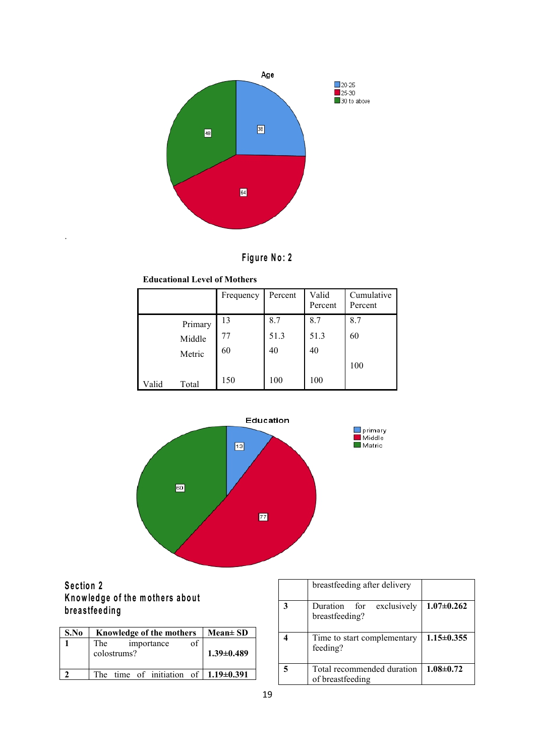Age

20-25: 38
25-30: 64
30 to above: 48

Figure No: 2

**Educational Level of Mothers**

| | Frequency | Percent | Valid Percent | Cumulative Percent |
|---|---|---|---|---|
| Primary | 13 | 8.7 | 8.7 | 8.7 |
| Middle | 77 | 51.3 | 51.3 | 60 |
| Metric | 60 | 40 | 40 | 100 |
| Valid Total | 150 | 100 | 100 | |

Education

primary: 13
Middle: 77
Matric: 60

## Section 2
## Knowledge of the mothers about breastfeeding

| S.No | Knowledge of the mothers | Mean± SD |
|---|---|---|
| 1 | The importance of colostrums? | 1.39±0.489 |
| 2 | The time of initiation of breastfeeding after delivery | 1.19±0.391 |
| 3 | Duration for exclusively breastfeeding? | 1.07±0.262 |
| 4 | Time to start complementary feeding? | 1.15±0.355 |
| 5 | Total recommended duration of breastfeeding | 1.08±0.72 |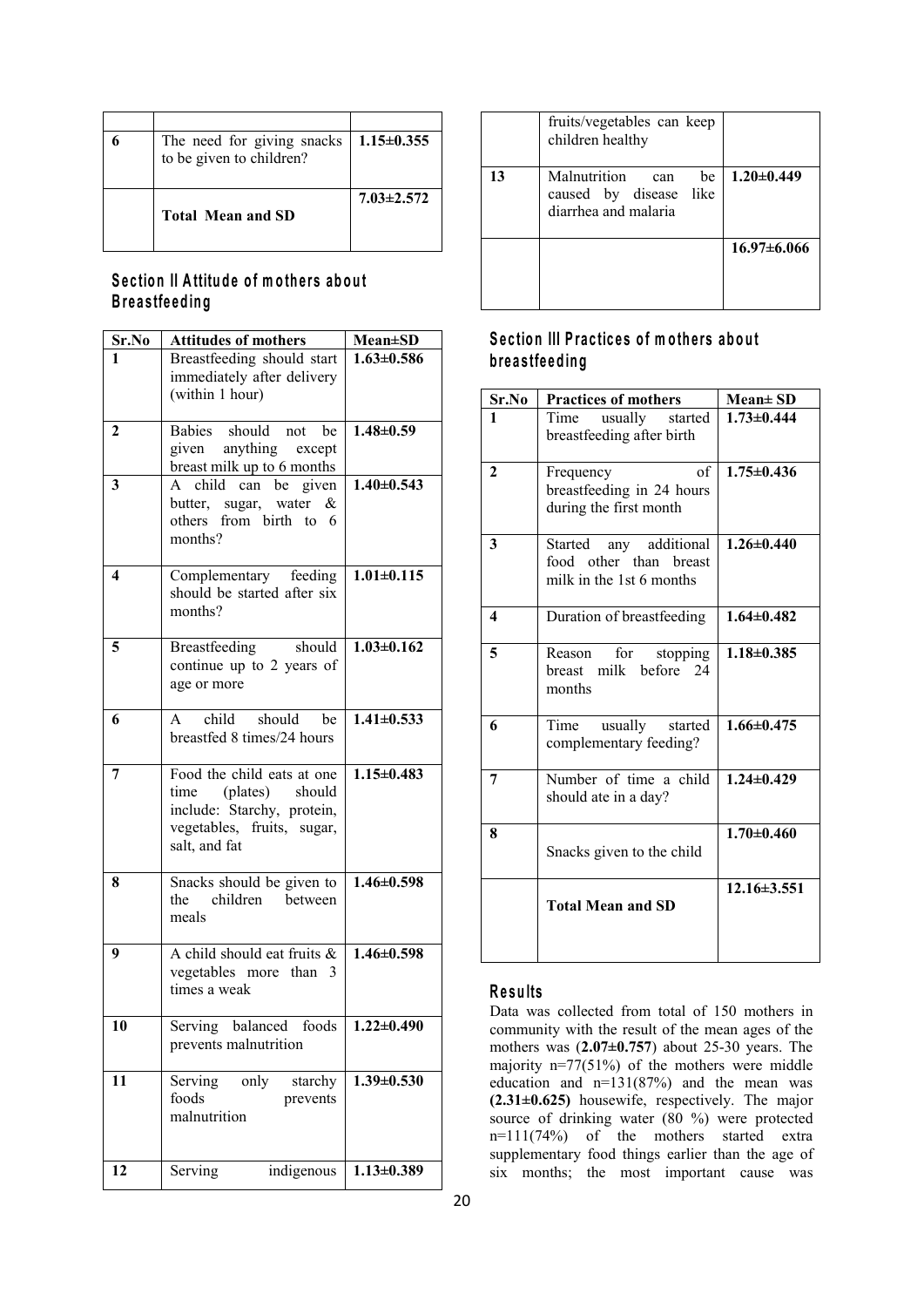| | | |
|---|---|---|
| 6 | The need for giving snacks to be given to children? | 1.15±0.355 |
| | **Total Mean and SD** | 7.03±2.572 |

## Section II Attitude of mothers about Breastfeeding

| Sr.No | Attitudes of mothers | Mean±SD |
|---|---|---|
| 1 | Breastfeeding should start immediately after delivery (within 1 hour) | 1.63±0.586 |
| 2 | Babies should not be given anything except breast milk up to 6 months | 1.48±0.59 |
| 3 | A child can be given butter, sugar, water & others from birth to 6 months? | 1.40±0.543 |
| 4 | Complementary feeding should be started after six months? | 1.01±0.115 |
| 5 | Breastfeeding should continue up to 2 years of age or more | 1.03±0.162 |
| 6 | A child should be breastfed 8 times/24 hours | 1.41±0.533 |
| 7 | Food the child eats at one time (plates) should include: Starchy, protein, vegetables, fruits, sugar, salt, and fat | 1.15±0.483 |
| 8 | Snacks should be given to the children between meals | 1.46±0.598 |
| 9 | A child should eat fruits & vegetables more than 3 times a weak | 1.46±0.598 |
| 10 | Serving balanced foods prevents malnutrition | 1.22±0.490 |
| 11 | Serving only starchy foods prevents malnutrition | 1.39±0.530 |
| 12 | Serving indigenous fruits/vegetables can keep children healthy | 1.13±0.389 |
| 13 | Malnutrition can be caused by disease like diarrhea and malaria | 1.20±0.449 |
| | | 16.97±6.066 |

## Section III Practices of mothers about breastfeeding

| Sr.No | Practices of mothers | Mean± SD |
|---|---|---|
| 1 | Time usually started breastfeeding after birth | 1.73±0.444 |
| 2 | Frequency of breastfeeding in 24 hours during the first month | 1.75±0.436 |
| 3 | Started any additional food other than breast milk in the 1st 6 months | 1.26±0.440 |
| 4 | Duration of breastfeeding | 1.64±0.482 |
| 5 | Reason for stopping breast milk before 24 months | 1.18±0.385 |
| 6 | Time usually started complementary feeding? | 1.66±0.475 |
| 7 | Number of time a child should ate in a day? | 1.24±0.429 |
| 8 | Snacks given to the child | 1.70±0.460 |
| | **Total Mean and SD** | 12.16±3.551 |

## Results

Data was collected from total of 150 mothers in community with the result of the mean ages of the mothers was (**2.07±0.757**) about 25-30 years. The majority n=77(51%) of the mothers were middle education and n=131(87%) and the mean was **(2.31±0.625)** housewife, respectively. The major source of drinking water (80 %) were protected n=111(74%) of the mothers started extra supplementary food things earlier than the age of six months; the most important cause was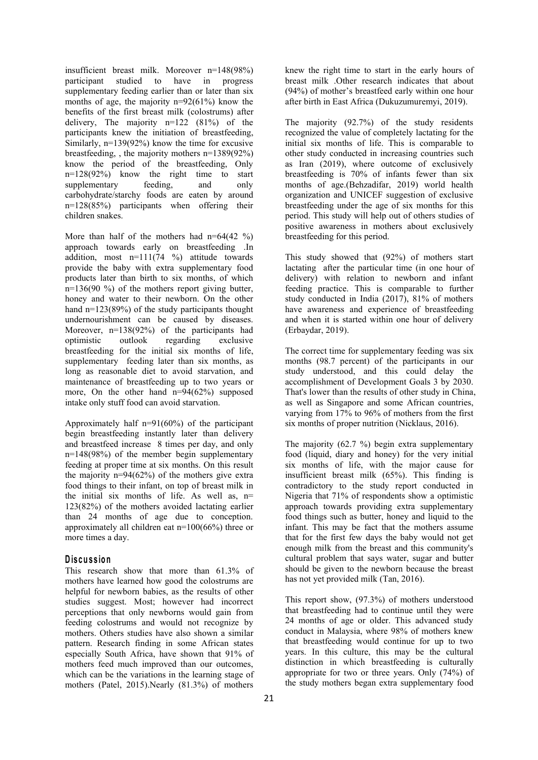insufficient breast milk. Moreover n=148(98%) participant studied to have in progress supplementary feeding earlier than or later than six months of age, the majority n=92(61%) know the benefits of the first breast milk (colostrums) after delivery, The majority n=122 (81%) of the participants knew the initiation of breastfeeding, Similarly, n=139(92%) know the time for excusive breastfeeding, , the majority mothers n=1389(92%) know the period of the breastfeeding, Only n=128(92%) know the right time to start supplementary feeding, and only carbohydrate/starchy foods are eaten by around n=128(85%) participants when offering their children snakes.

More than half of the mothers had n=64(42 %) approach towards early on breastfeeding .In addition, most n=111(74 %) attitude towards provide the baby with extra supplementary food products later than birth to six months, of which n=136(90 %) of the mothers report giving butter, honey and water to their newborn. On the other hand n=123(89%) of the study participants thought undernourishment can be caused by diseases. Moreover, n=138(92%) of the participants had optimistic outlook regarding exclusive breastfeeding for the initial six months of life, supplementary feeding later than six months, as long as reasonable diet to avoid starvation, and maintenance of breastfeeding up to two years or more, On the other hand n=94(62%) supposed intake only stuff food can avoid starvation.

Approximately half n=91(60%) of the participant begin breastfeeding instantly later than delivery and breastfeed increase 8 times per day, and only n=148(98%) of the member begin supplementary feeding at proper time at six months. On this result the majority n=94(62%) of the mothers give extra food things to their infant, on top of breast milk in the initial six months of life. As well as, n= 123(82%) of the mothers avoided lactating earlier than 24 months of age due to conception. approximately all children eat n=100(66%) three or more times a day.

## Discussion

This research show that more than 61.3% of mothers have learned how good the colostrums are helpful for newborn babies, as the results of other studies suggest. Most; however had incorrect perceptions that only newborns would gain from feeding colostrums and would not recognize by mothers. Others studies have also shown a similar pattern. Research finding in some African states especially South Africa, have shown that 91% of mothers feed much improved than our outcomes, which can be the variations in the learning stage of mothers (Patel, 2015).Nearly (81.3%) of mothers knew the right time to start in the early hours of breast milk .Other research indicates that about (94%) of mother's breastfeed early within one hour after birth in East Africa (Dukuzumuremyi, 2019).

The majority (92.7%) of the study residents recognized the value of completely lactating for the initial six months of life. This is comparable to other study conducted in increasing countries such as Iran (2019), where outcome of exclusively breastfeeding is 70% of infants fewer than six months of age.(Behzadifar, 2019) world health organization and UNICEF suggestion of exclusive breastfeeding under the age of six months for this period. This study will help out of others studies of positive awareness in mothers about exclusively breastfeeding for this period.

This study showed that (92%) of mothers start lactating after the particular time (in one hour of delivery) with relation to newborn and infant feeding practice. This is comparable to further study conducted in India (2017), 81% of mothers have awareness and experience of breastfeeding and when it is started within one hour of delivery (Erbaydar, 2019).

The correct time for supplementary feeding was six months (98.7 percent) of the participants in our study understood, and this could delay the accomplishment of Development Goals 3 by 2030. That's lower than the results of other study in China, as well as Singapore and some African countries, varying from 17% to 96% of mothers from the first six months of proper nutrition (Nicklaus, 2016).

The majority (62.7 %) begin extra supplementary food (liquid, diary and honey) for the very initial six months of life, with the major cause for insufficient breast milk (65%). This finding is contradictory to the study report conducted in Nigeria that 71% of respondents show a optimistic approach towards providing extra supplementary food things such as butter, honey and liquid to the infant. This may be fact that the mothers assume that for the first few days the baby would not get enough milk from the breast and this community's cultural problem that says water, sugar and butter should be given to the newborn because the breast has not yet provided milk (Tan, 2016).

This report show, (97.3%) of mothers understood that breastfeeding had to continue until they were 24 months of age or older. This advanced study conduct in Malaysia, where 98% of mothers knew that breastfeeding would continue for up to two years. In this culture, this may be the cultural distinction in which breastfeeding is culturally appropriate for two or three years. Only (74%) of the study mothers began extra supplementary food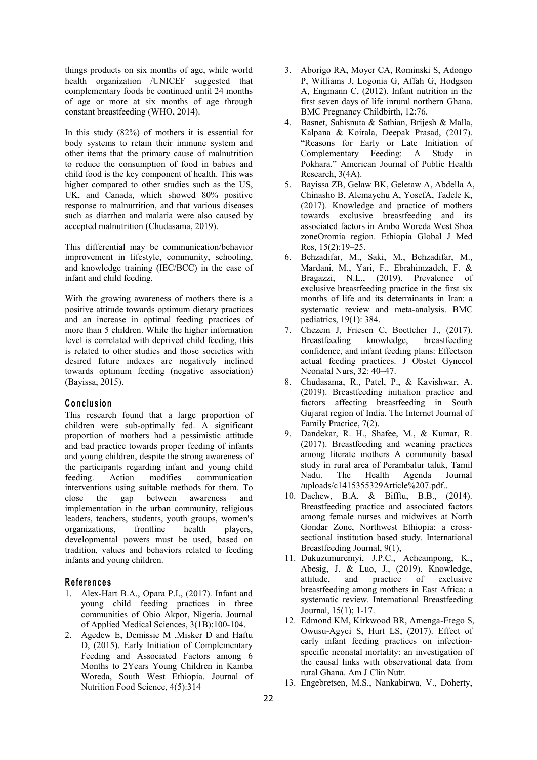things products on six months of age, while world health organization /UNICEF suggested that complementary foods be continued until 24 months of age or more at six months of age through constant breastfeeding (WHO, 2014).

In this study (82%) of mothers it is essential for body systems to retain their immune system and other items that the primary cause of malnutrition to reduce the consumption of food in babies and child food is the key component of health. This was higher compared to other studies such as the US, UK, and Canada, which showed 80% positive response to malnutrition, and that various diseases such as diarrhea and malaria were also caused by accepted malnutrition (Chudasama, 2019).

This differential may be communication/behavior improvement in lifestyle, community, schooling, and knowledge training (IEC/BCC) in the case of infant and child feeding.

With the growing awareness of mothers there is a positive attitude towards optimum dietary practices and an increase in optimal feeding practices of more than 5 children. While the higher information level is correlated with deprived child feeding, this is related to other studies and those societies with desired future indexes are negatively inclined towards optimum feeding (negative association) (Bayissa, 2015).

## Conclusion

This research found that a large proportion of children were sub-optimally fed. A significant proportion of mothers had a pessimistic attitude and bad practice towards proper feeding of infants and young children, despite the strong awareness of the participants regarding infant and young child feeding. Action modifies communication interventions using suitable methods for them. To close the gap between awareness and implementation in the urban community, religious leaders, teachers, students, youth groups, women's organizations, frontline health players, developmental powers must be used, based on tradition, values and behaviors related to feeding infants and young children.

## References

1. Alex-Hart B.A., Opara P.I., (2017). Infant and young child feeding practices in three communities of Obio Akpor, Nigeria. Journal of Applied Medical Sciences, 3(1B):100-104.
2. Agedew E, Demissie M ,Misker D and Haftu D, (2015). Early Initiation of Complementary Feeding and Associated Factors among 6 Months to 2Years Young Children in Kamba Woreda, South West Ethiopia. Journal of Nutrition Food Science, 4(5):314
3. Aborigo RA, Moyer CA, Rominski S, Adongo P, Williams J, Logonia G, Affah G, Hodgson A, Engmann C, (2012). Infant nutrition in the first seven days of life inrural northern Ghana. BMC Pregnancy Childbirth, 12:76.
4. Basnet, Sahisnuta & Sathian, Brijesh & Malla, Kalpana & Koirala, Deepak Prasad, (2017). "Reasons for Early or Late Initiation of Complementary Feeding: A Study in Pokhara." American Journal of Public Health Research, 3(4A).
5. Bayissa ZB, Gelaw BK, Geletaw A, Abdella A, Chinasho B, Alemayehu A, YosefA, Tadele K, (2017). Knowledge and practice of mothers towards exclusive breastfeeding and its associated factors in Ambo Woreda West Shoa zoneOromia region. Ethiopia Global J Med Res, 15(2):19–25.
6. Behzadifar, M., Saki, M., Behzadifar, M., Mardani, M., Yari, F., Ebrahimzadeh, F. & Bragazzi, N.L., (2019). Prevalence of exclusive breastfeeding practice in the first six months of life and its determinants in Iran: a systematic review and meta-analysis. BMC pediatrics, 19(1): 384.
7. Chezem J, Friesen C, Boettcher J., (2017). Breastfeeding knowledge, breastfeeding confidence, and infant feeding plans: Effectson actual feeding practices. J Obstet Gynecol Neonatal Nurs, 32: 40–47.
8. Chudasama, R., Patel, P., & Kavishwar, A. (2019). Breastfeeding initiation practice and factors affecting breastfeeding in South Gujarat region of India. The Internet Journal of Family Practice, 7(2).
9. Dandekar, R. H., Shafee, M., & Kumar, R. (2017). Breastfeeding and weaning practices among literate mothers A community based study in rural area of Perambalur taluk, Tamil Nadu. The Health Agenda Journal /uploads/c1415355329Article%207.pdf..
10. Dachew, B.A. & Bifftu, B.B., (2014). Breastfeeding practice and associated factors among female nurses and midwives at North Gondar Zone, Northwest Ethiopia: a cross-sectional institution based study. International Breastfeeding Journal, 9(1),
11. Dukuzumuremyi, J.P.C., Acheampong, K., Abesig, J. & Luo, J., (2019). Knowledge, attitude, and practice of exclusive breastfeeding among mothers in East Africa: a systematic review. International Breastfeeding Journal, 15(1); 1-17.
12. Edmond KM, Kirkwood BR, Amenga-Etego S, Owusu-Agyei S, Hurt LS, (2017). Effect of early infant feeding practices on infection-specific neonatal mortality: an investigation of the causal links with observational data from rural Ghana. Am J Clin Nutr.
13. Engebretsen, M.S., Nankabirwa, V., Doherty,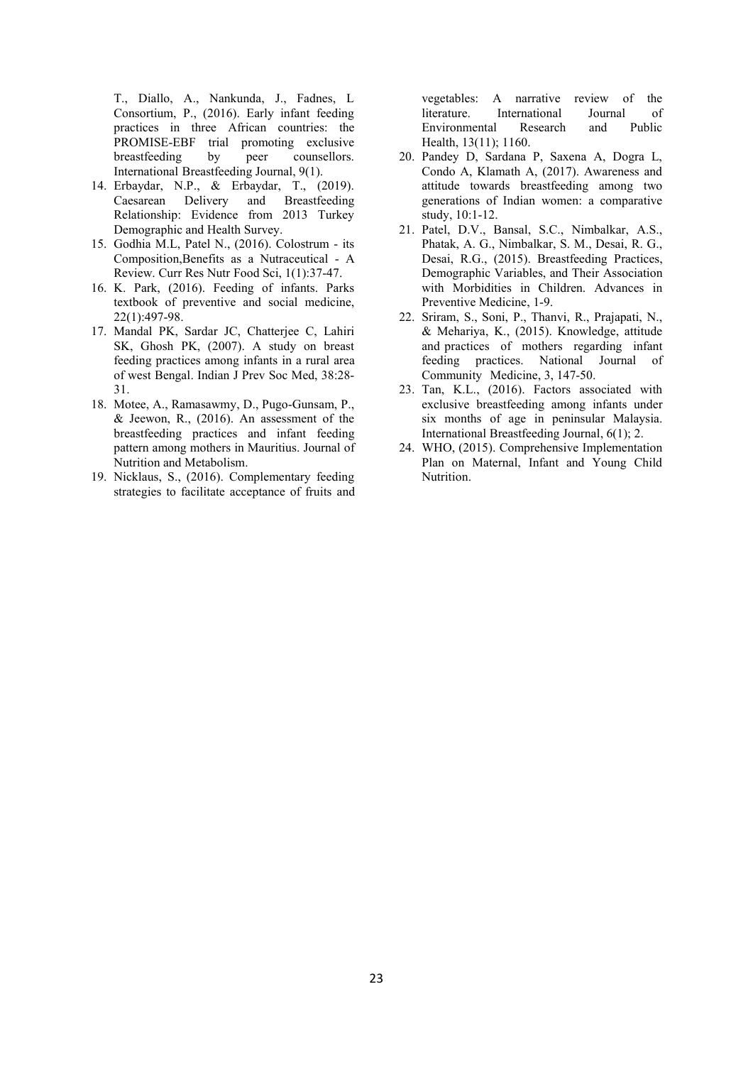T., Diallo, A., Nankunda, J., Fadnes, L Consortium, P., (2016). Early infant feeding practices in three African countries: the PROMISE-EBF trial promoting exclusive breastfeeding by peer counsellors. International Breastfeeding Journal, 9(1).

14. Erbaydar, N.P., & Erbaydar, T., (2019). Caesarean Delivery and Breastfeeding Relationship: Evidence from 2013 Turkey Demographic and Health Survey.
15. Godhia M.L, Patel N., (2016). Colostrum - its Composition,Benefits as a Nutraceutical - A Review. Curr Res Nutr Food Sci, 1(1):37-47.
16. K. Park, (2016). Feeding of infants. Parks textbook of preventive and social medicine, 22(1):497-98.
17. Mandal PK, Sardar JC, Chatterjee C, Lahiri SK, Ghosh PK, (2007). A study on breast feeding practices among infants in a rural area of west Bengal. Indian J Prev Soc Med, 38:28-31.
18. Motee, A., Ramasawmy, D., Pugo-Gunsam, P., & Jeewon, R., (2016). An assessment of the breastfeeding practices and infant feeding pattern among mothers in Mauritius. Journal of Nutrition and Metabolism.
19. Nicklaus, S., (2016). Complementary feeding strategies to facilitate acceptance of fruits and vegetables: A narrative review of the literature. International Journal of Environmental Research and Public Health, 13(11); 1160.
20. Pandey D, Sardana P, Saxena A, Dogra L, Condo A, Klamath A, (2017). Awareness and attitude towards breastfeeding among two generations of Indian women: a comparative study, 10:1-12.
21. Patel, D.V., Bansal, S.C., Nimbalkar, A.S., Phatak, A. G., Nimbalkar, S. M., Desai, R. G., Desai, R.G., (2015). Breastfeeding Practices, Demographic Variables, and Their Association with Morbidities in Children. Advances in Preventive Medicine, 1-9.
22. Sriram, S., Soni, P., Thanvi, R., Prajapati, N., & Mehariya, K., (2015). Knowledge, attitude and practices of mothers regarding infant feeding practices. National Journal of Community Medicine, 3, 147-50.
23. Tan, K.L., (2016). Factors associated with exclusive breastfeeding among infants under six months of age in peninsular Malaysia. International Breastfeeding Journal, 6(1); 2.
24. WHO, (2015). Comprehensive Implementation Plan on Maternal, Infant and Young Child Nutrition.